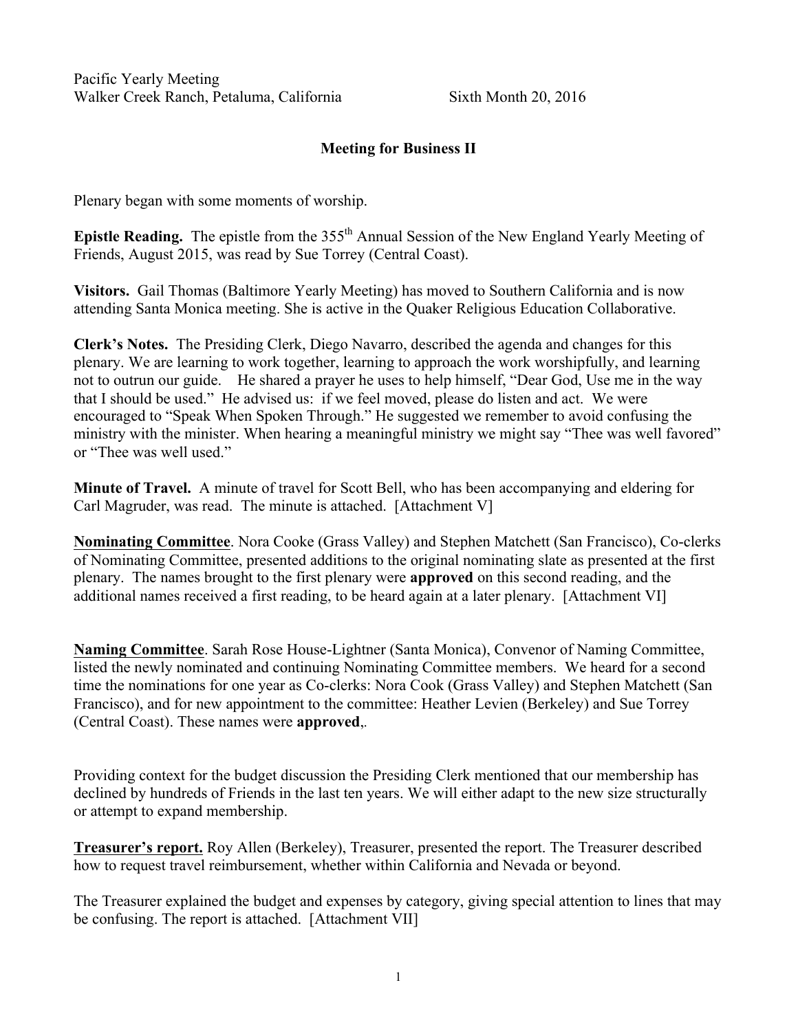Pacific Yearly Meeting
Walker Creek Ranch, Petaluma, California Sixth Month 20, 2016

**Meeting for Business II**

Plenary began with some moments of worship.

**Epistle Reading.** The epistle from the 355th Annual Session of the New England Yearly Meeting of Friends, August 2015, was read by Sue Torrey (Central Coast).

**Visitors.** Gail Thomas (Baltimore Yearly Meeting) has moved to Southern California and is now attending Santa Monica meeting. She is active in the Quaker Religious Education Collaborative.

**Clerk's Notes.** The Presiding Clerk, Diego Navarro, described the agenda and changes for this plenary. We are learning to work together, learning to approach the work worshipfully, and learning not to outrun our guide. He shared a prayer he uses to help himself, "Dear God, Use me in the way that I should be used." He advised us: if we feel moved, please do listen and act. We were encouraged to "Speak When Spoken Through." He suggested we remember to avoid confusing the ministry with the minister. When hearing a meaningful ministry we might say "Thee was well favored" or "Thee was well used."

**Minute of Travel.** A minute of travel for Scott Bell, who has been accompanying and eldering for Carl Magruder, was read. The minute is attached. [Attachment V]

**Nominating Committee**. Nora Cooke (Grass Valley) and Stephen Matchett (San Francisco), Co-clerks of Nominating Committee, presented additions to the original nominating slate as presented at the first plenary. The names brought to the first plenary were **approved** on this second reading, and the additional names received a first reading, to be heard again at a later plenary. [Attachment VI]

**Naming Committee**. Sarah Rose House-Lightner (Santa Monica), Convenor of Naming Committee, listed the newly nominated and continuing Nominating Committee members. We heard for a second time the nominations for one year as Co-clerks: Nora Cook (Grass Valley) and Stephen Matchett (San Francisco), and for new appointment to the committee: Heather Levien (Berkeley) and Sue Torrey (Central Coast). These names were **approved**,.

Providing context for the budget discussion the Presiding Clerk mentioned that our membership has declined by hundreds of Friends in the last ten years. We will either adapt to the new size structurally or attempt to expand membership.

**Treasurer's report.** Roy Allen (Berkeley), Treasurer, presented the report. The Treasurer described how to request travel reimbursement, whether within California and Nevada or beyond.

The Treasurer explained the budget and expenses by category, giving special attention to lines that may be confusing. The report is attached. [Attachment VII]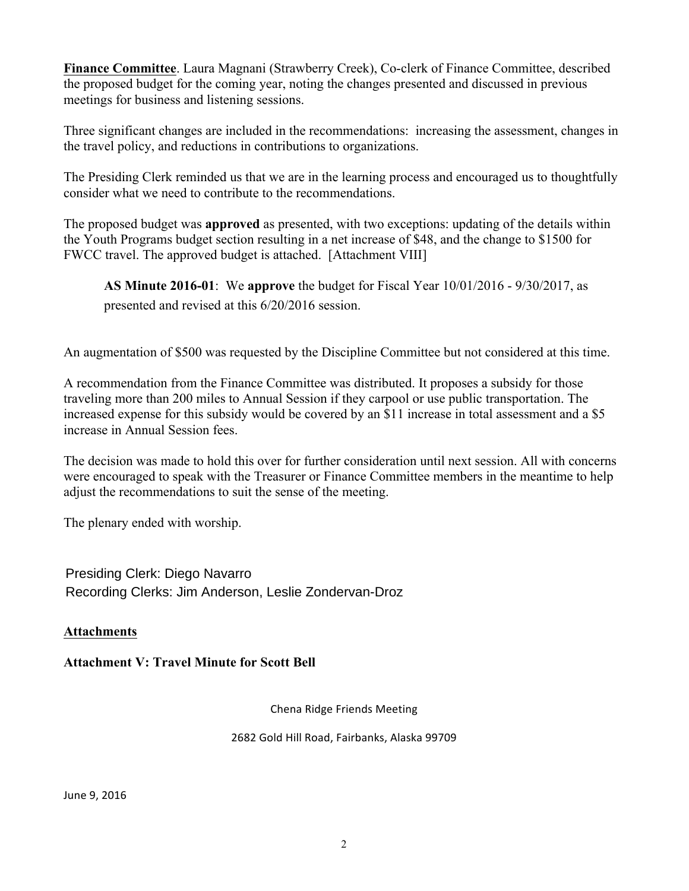**Finance Committee**. Laura Magnani (Strawberry Creek), Co-clerk of Finance Committee, described the proposed budget for the coming year, noting the changes presented and discussed in previous meetings for business and listening sessions.

Three significant changes are included in the recommendations: increasing the assessment, changes in the travel policy, and reductions in contributions to organizations.

The Presiding Clerk reminded us that we are in the learning process and encouraged us to thoughtfully consider what we need to contribute to the recommendations.

The proposed budget was **approved** as presented, with two exceptions: updating of the details within the Youth Programs budget section resulting in a net increase of $48, and the change to $1500 for FWCC travel. The approved budget is attached. [Attachment VIII]

> **AS Minute 2016-01**: We **approve** the budget for Fiscal Year 10/01/2016 - 9/30/2017, as presented and revised at this 6/20/2016 session.

An augmentation of $500 was requested by the Discipline Committee but not considered at this time.

A recommendation from the Finance Committee was distributed. It proposes a subsidy for those traveling more than 200 miles to Annual Session if they carpool or use public transportation. The increased expense for this subsidy would be covered by an $11 increase in total assessment and a $5 increase in Annual Session fees.

The decision was made to hold this over for further consideration until next session. All with concerns were encouraged to speak with the Treasurer or Finance Committee members in the meantime to help adjust the recommendations to suit the sense of the meeting.

The plenary ended with worship.

Presiding Clerk: Diego Navarro
Recording Clerks: Jim Anderson, Leslie Zondervan-Droz

## Attachments

### Attachment V: Travel Minute for Scott Bell

Chena Ridge Friends Meeting

2682 Gold Hill Road, Fairbanks, Alaska 99709

June 9, 2016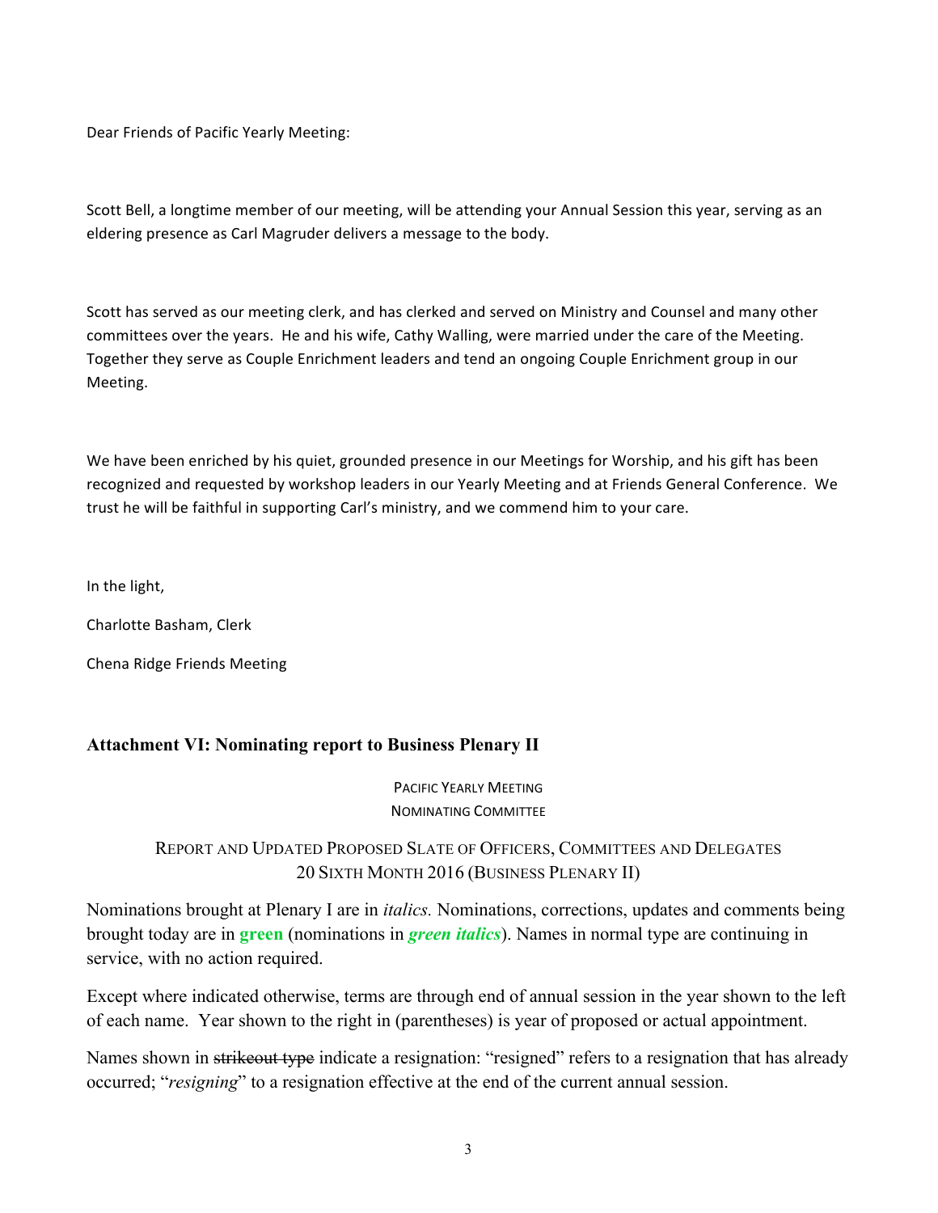Dear Friends of Pacific Yearly Meeting:

Scott Bell, a longtime member of our meeting, will be attending your Annual Session this year, serving as an eldering presence as Carl Magruder delivers a message to the body.

Scott has served as our meeting clerk, and has clerked and served on Ministry and Counsel and many other committees over the years. He and his wife, Cathy Walling, were married under the care of the Meeting. Together they serve as Couple Enrichment leaders and tend an ongoing Couple Enrichment group in our Meeting.

We have been enriched by his quiet, grounded presence in our Meetings for Worship, and his gift has been recognized and requested by workshop leaders in our Yearly Meeting and at Friends General Conference. We trust he will be faithful in supporting Carl's ministry, and we commend him to your care.

In the light,

Charlotte Basham, Clerk

Chena Ridge Friends Meeting

## Attachment VI: Nominating report to Business Plenary II

PACIFIC YEARLY MEETING
NOMINATING COMMITTEE

REPORT AND UPDATED PROPOSED SLATE OF OFFICERS, COMMITTEES AND DELEGATES
20 SIXTH MONTH 2016 (BUSINESS PLENARY II)

Nominations brought at Plenary I are in *italics.* Nominations, corrections, updates and comments being brought today are in **green** (nominations in ***green italics***). Names in normal type are continuing in service, with no action required.

Except where indicated otherwise, terms are through end of annual session in the year shown to the left of each name. Year shown to the right in (parentheses) is year of proposed or actual appointment.

Names shown in ~~strikeout type~~ indicate a resignation: "resigned" refers to a resignation that has already occurred; "*resigning*" to a resignation effective at the end of the current annual session.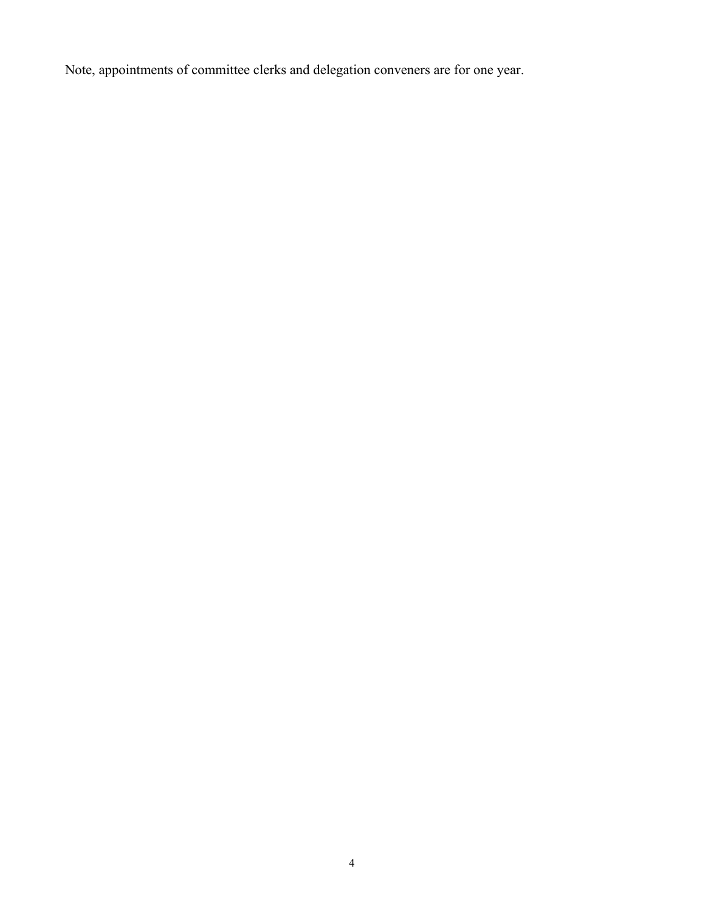Note, appointments of committee clerks and delegation conveners are for one year.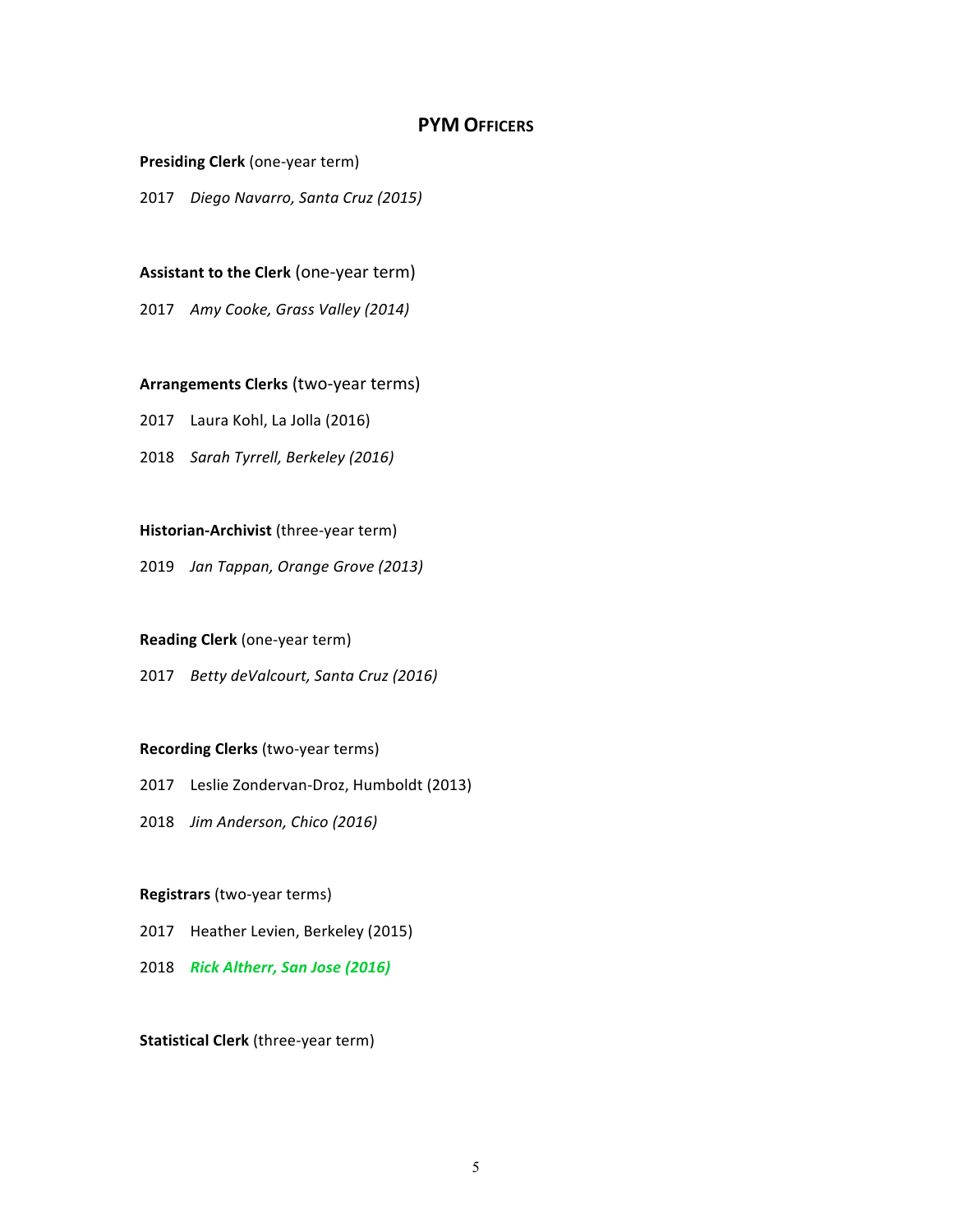## PYM Officers

**Presiding Clerk** (one-year term)

2017 *Diego Navarro, Santa Cruz (2015)*

**Assistant to the Clerk** (one-year term)

2017 *Amy Cooke, Grass Valley (2014)*

**Arrangements Clerks** (two-year terms)

2017 Laura Kohl, La Jolla (2016)

2018 *Sarah Tyrrell, Berkeley (2016)*

**Historian-Archivist** (three-year term)

2019 *Jan Tappan, Orange Grove (2013)*

**Reading Clerk** (one-year term)

2017 *Betty deValcourt, Santa Cruz (2016)*

**Recording Clerks** (two-year terms)

2017 Leslie Zondervan-Droz, Humboldt (2013)

2018 *Jim Anderson, Chico (2016)*

**Registrars** (two-year terms)

2017 Heather Levien, Berkeley (2015)

2018 ***Rick Altherr, San Jose (2016)***

**Statistical Clerk** (three-year term)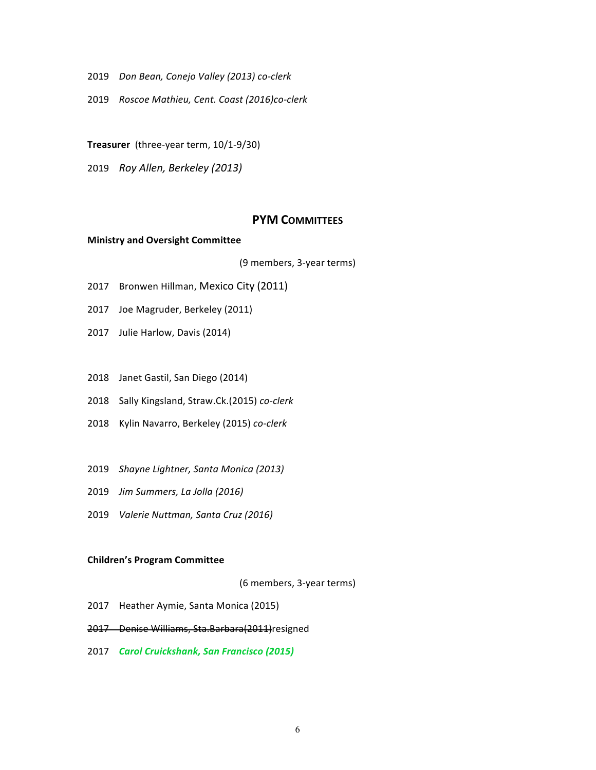2019 *Don Bean, Conejo Valley (2013) co-clerk*

2019 *Roscoe Mathieu, Cent. Coast (2016)co-clerk*

**Treasurer** (three-year term, 10/1-9/30)

2019 *Roy Allen, Berkeley (2013)*

## PYM COMMITTEES

**Ministry and Oversight Committee**

(9 members, 3-year terms)

2017 Bronwen Hillman, Mexico City (2011)

2017 Joe Magruder, Berkeley (2011)

2017 Julie Harlow, Davis (2014)

2018 Janet Gastil, San Diego (2014)

2018 Sally Kingsland, Straw.Ck.(2015) *co-clerk*

2018 Kylin Navarro, Berkeley (2015) *co-clerk*

2019 *Shayne Lightner, Santa Monica (2013)*

2019 *Jim Summers, La Jolla (2016)*

2019 *Valerie Nuttman, Santa Cruz (2016)*

**Children's Program Committee**

(6 members, 3-year terms)

2017 Heather Aymie, Santa Monica (2015)

~~2017 Denise Williams, Sta.Barbara(2011)~~resigned

2017 ***Carol Cruickshank, San Francisco (2015)***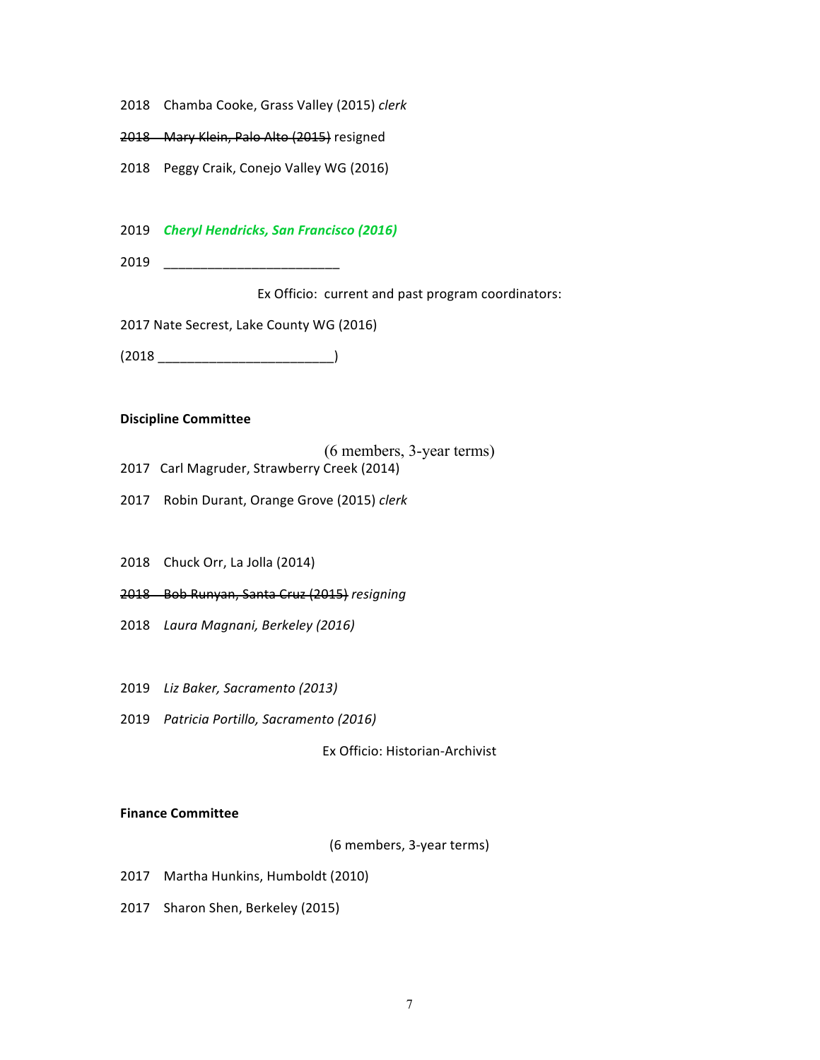2018 Chamba Cooke, Grass Valley (2015) *clerk*

~~2018 Mary Klein, Palo Alto (2015)~~ resigned

2018 Peggy Craik, Conejo Valley WG (2016)

2019 ***Cheryl Hendricks, San Francisco (2016)***

2019 ________________________

Ex Officio: current and past program coordinators:

2017 Nate Secrest, Lake County WG (2016)

(2018 ________________________)

**Discipline Committee**

(6 members, 3-year terms)

2017 Carl Magruder, Strawberry Creek (2014)

2017 Robin Durant, Orange Grove (2015) *clerk*

2018 Chuck Orr, La Jolla (2014)

~~2018 Bob Runyan, Santa Cruz (2015)~~ *resigning*

2018 *Laura Magnani, Berkeley (2016)*

2019 *Liz Baker, Sacramento (2013)*

2019 *Patricia Portillo, Sacramento (2016)*

Ex Officio: Historian-Archivist

**Finance Committee**

(6 members, 3-year terms)

2017 Martha Hunkins, Humboldt (2010)

2017 Sharon Shen, Berkeley (2015)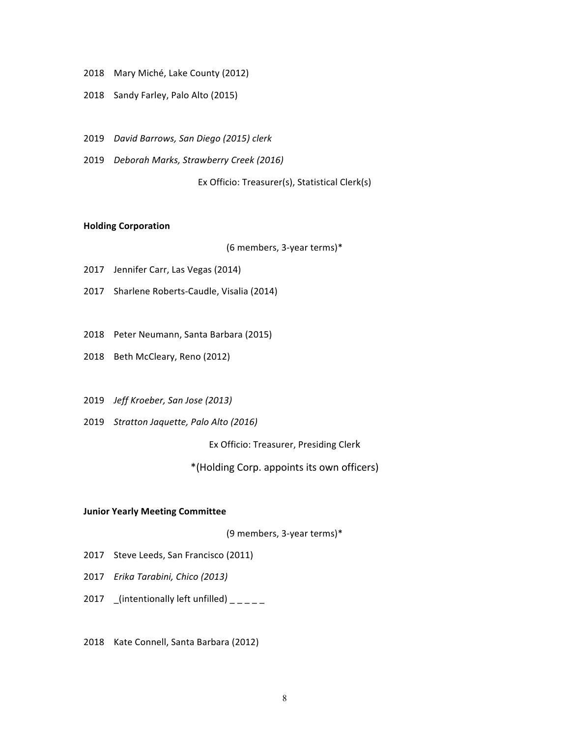2018 Mary Miché, Lake County (2012)

2018 Sandy Farley, Palo Alto (2015)

2019 *David Barrows, San Diego (2015) clerk*

2019 *Deborah Marks, Strawberry Creek (2016)*

Ex Officio: Treasurer(s), Statistical Clerk(s)

**Holding Corporation**

(6 members, 3-year terms)*

2017 Jennifer Carr, Las Vegas (2014)

2017 Sharlene Roberts-Caudle, Visalia (2014)

2018 Peter Neumann, Santa Barbara (2015)

2018 Beth McCleary, Reno (2012)

2019 *Jeff Kroeber, San Jose (2013)*

2019 *Stratton Jaquette, Palo Alto (2016)*

Ex Officio: Treasurer, Presiding Clerk

*(Holding Corp. appoints its own officers)

**Junior Yearly Meeting Committee**

(9 members, 3-year terms)*

2017 Steve Leeds, San Francisco (2011)

2017 *Erika Tarabini, Chico (2013)*

2017 _(intentionally left unfilled) _ _ _ _ _

2018 Kate Connell, Santa Barbara (2012)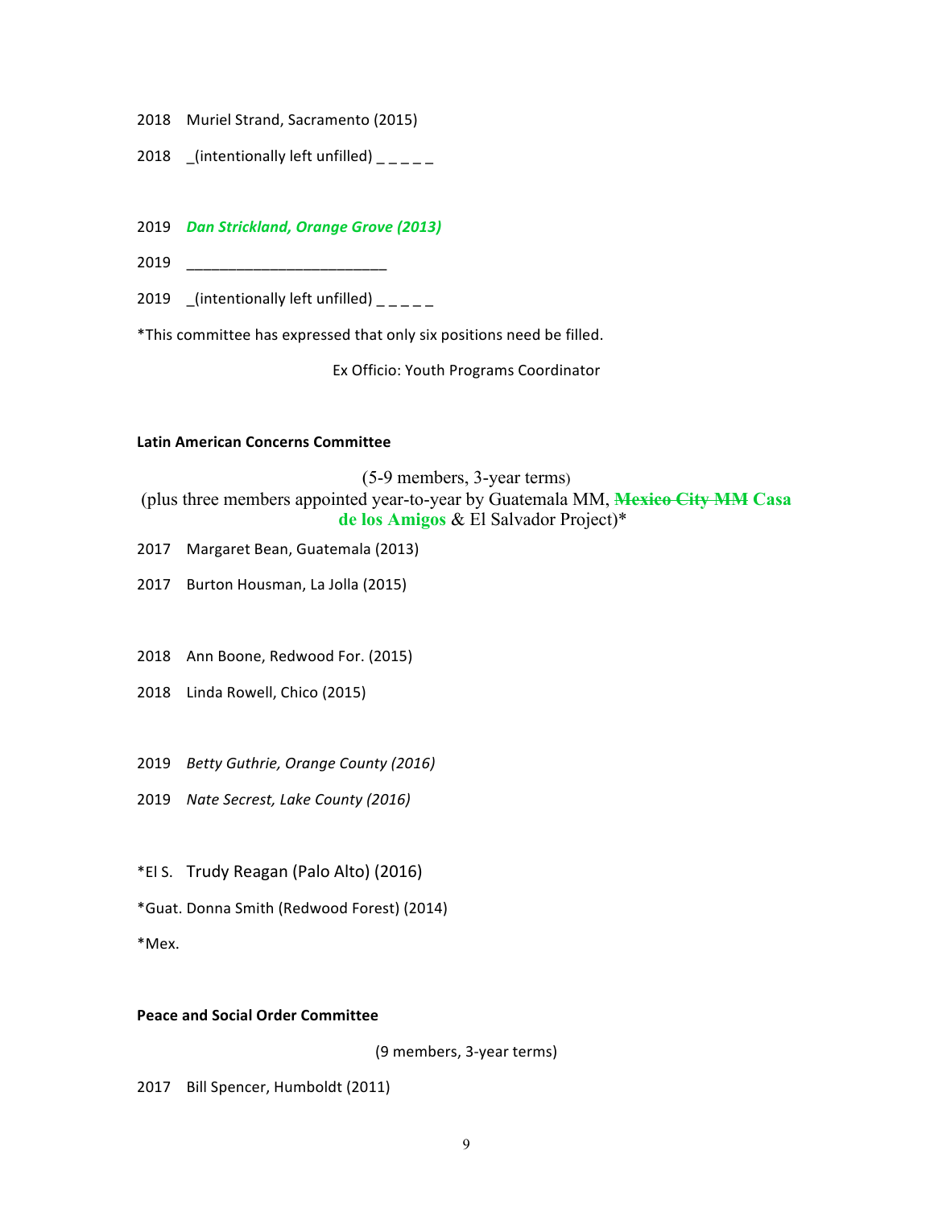2018 Muriel Strand, Sacramento (2015)

2018 _(intentionally left unfilled) _ _ _ _ _

2019 ***Dan Strickland, Orange Grove (2013)***

2019 ________________________

2019 _(intentionally left unfilled) _ _ _ _ _

*This committee has expressed that only six positions need be filled.

Ex Officio: Youth Programs Coordinator

**Latin American Concerns Committee**

(5-9 members, 3-year terms)
(plus three members appointed year-to-year by Guatemala MM, ~~Mexico City MM~~ **Casa de los Amigos** & El Salvador Project)*

2017 Margaret Bean, Guatemala (2013)

2017 Burton Housman, La Jolla (2015)

2018 Ann Boone, Redwood For. (2015)

2018 Linda Rowell, Chico (2015)

2019 *Betty Guthrie, Orange County (2016)*

2019 *Nate Secrest, Lake County (2016)*

*El S. Trudy Reagan (Palo Alto) (2016)

*Guat. Donna Smith (Redwood Forest) (2014)

*Mex.

**Peace and Social Order Committee**

(9 members, 3-year terms)

2017 Bill Spencer, Humboldt (2011)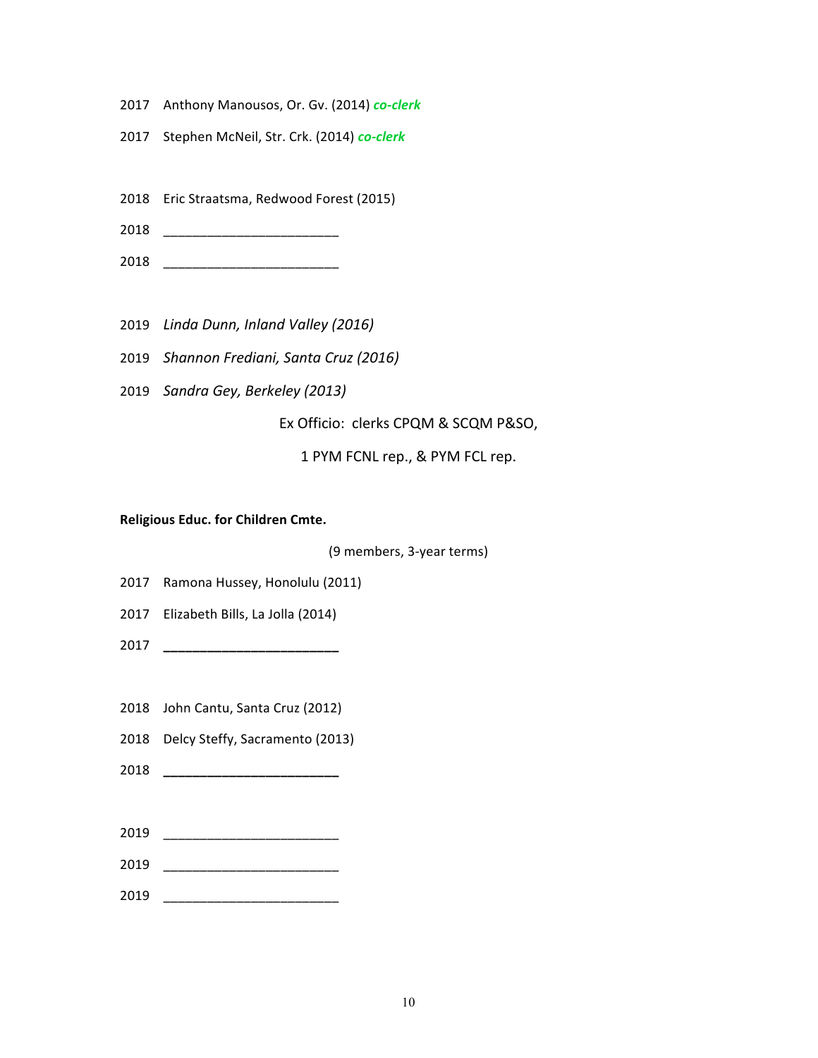2017 Anthony Manousos, Or. Gv. (2014) ***co-clerk***

2017 Stephen McNeil, Str. Crk. (2014) ***co-clerk***

2018 Eric Straatsma, Redwood Forest (2015)

2018 ________________________

2018 ________________________

2019 *Linda Dunn, Inland Valley (2016)*

2019 *Shannon Frediani, Santa Cruz (2016)*

2019 *Sandra Gey, Berkeley (2013)*

Ex Officio: clerks CPQM & SCQM P&SO,

1 PYM FCNL rep., & PYM FCL rep.

**Religious Educ. for Children Cmte.**

(9 members, 3-year terms)

2017 Ramona Hussey, Honolulu (2011)

2017 Elizabeth Bills, La Jolla (2014)

2017 ________________________

2018 John Cantu, Santa Cruz (2012)

2018 Delcy Steffy, Sacramento (2013)

2018 ________________________

2019 ________________________

2019 ________________________

2019 ________________________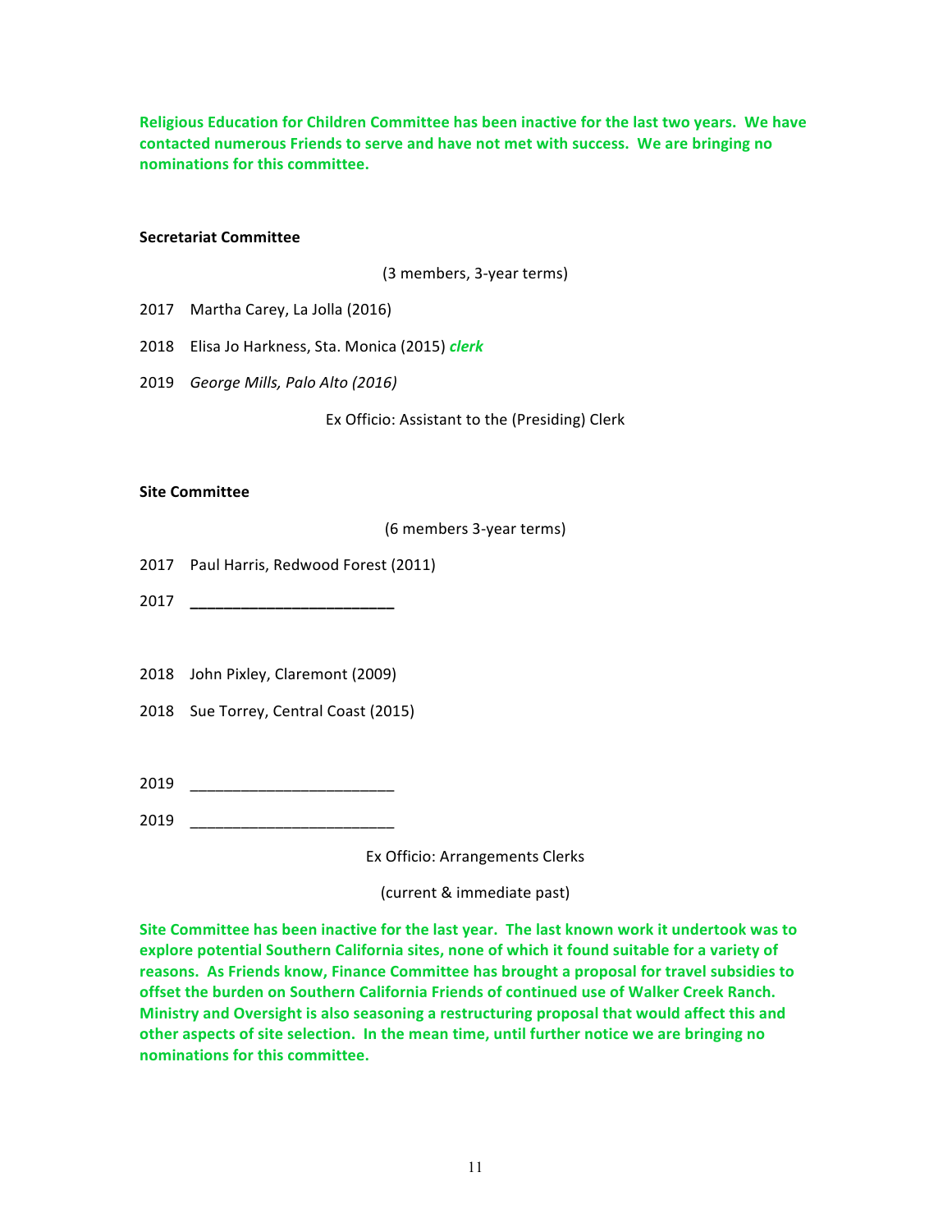**Religious Education for Children Committee has been inactive for the last two years. We have contacted numerous Friends to serve and have not met with success. We are bringing no nominations for this committee.**

**Secretariat Committee**

(3 members, 3-year terms)

2017 Martha Carey, La Jolla (2016)

2018 Elisa Jo Harkness, Sta. Monica (2015) ***clerk***

2019 *George Mills, Palo Alto (2016)*

Ex Officio: Assistant to the (Presiding) Clerk

**Site Committee**

(6 members 3-year terms)

2017 Paul Harris, Redwood Forest (2011)

2017 ________________________

2018 John Pixley, Claremont (2009)

2018 Sue Torrey, Central Coast (2015)

2019 ________________________

2019 ________________________

Ex Officio: Arrangements Clerks

(current & immediate past)

**Site Committee has been inactive for the last year. The last known work it undertook was to explore potential Southern California sites, none of which it found suitable for a variety of reasons. As Friends know, Finance Committee has brought a proposal for travel subsidies to offset the burden on Southern California Friends of continued use of Walker Creek Ranch. Ministry and Oversight is also seasoning a restructuring proposal that would affect this and other aspects of site selection. In the mean time, until further notice we are bringing no nominations for this committee.**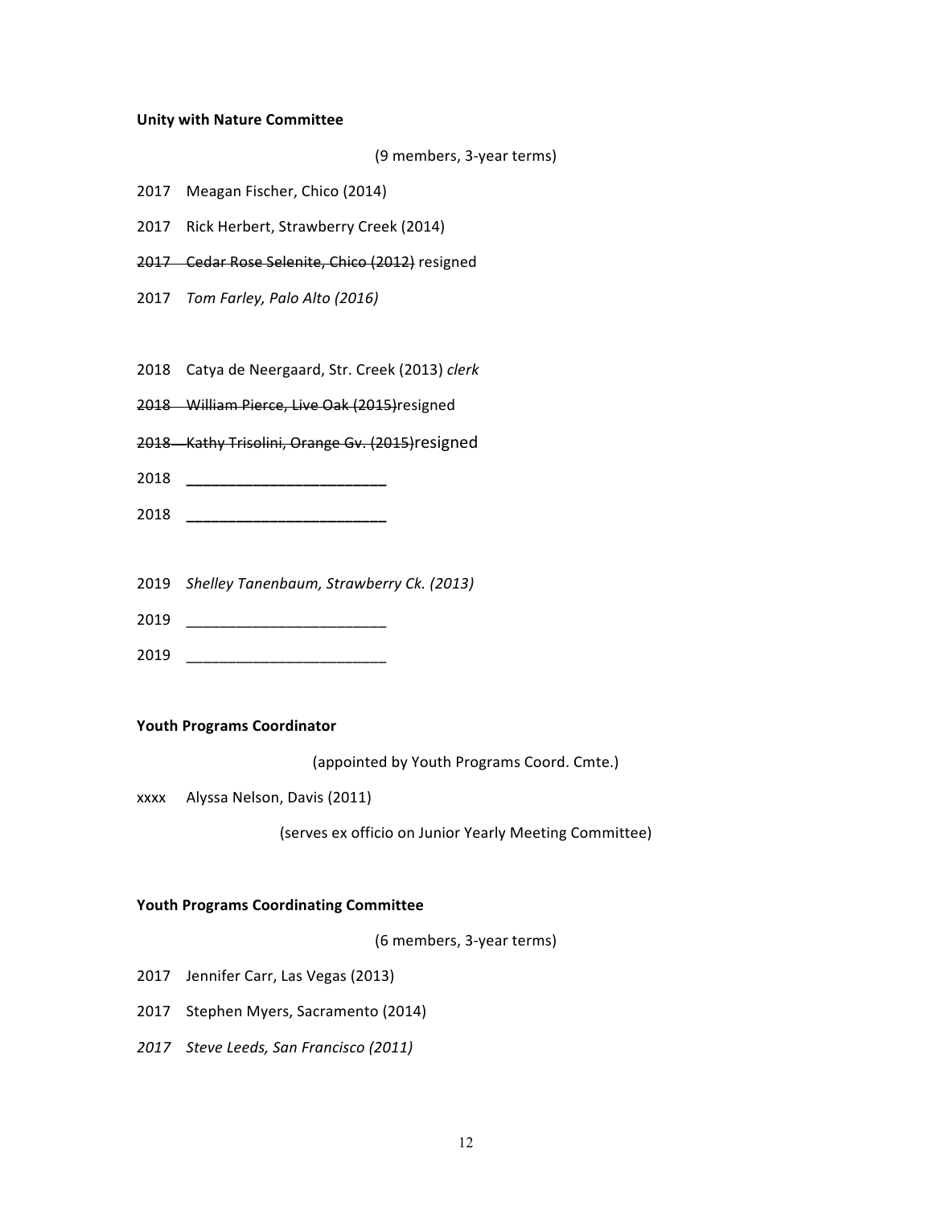**Unity with Nature Committee**

(9 members, 3-year terms)

2017 Meagan Fischer, Chico (2014)

2017 Rick Herbert, Strawberry Creek (2014)

~~2017 Cedar Rose Selenite, Chico (2012)~~ resigned

2017 *Tom Farley, Palo Alto (2016)*

2018 Catya de Neergaard, Str. Creek (2013) *clerk*

~~2018 William Pierce, Live Oak (2015)~~resigned

~~2018 Kathy Trisolini, Orange Gv. (2015)~~resigned

2018 ________________________

2018 ________________________

2019 *Shelley Tanenbaum, Strawberry Ck. (2013)*

2019 ________________________

2019 ________________________

**Youth Programs Coordinator**

(appointed by Youth Programs Coord. Cmte.)

xxxx Alyssa Nelson, Davis (2011)

(serves ex officio on Junior Yearly Meeting Committee)

**Youth Programs Coordinating Committee**

(6 members, 3-year terms)

2017 Jennifer Carr, Las Vegas (2013)

2017 Stephen Myers, Sacramento (2014)

*2017 Steve Leeds, San Francisco (2011)*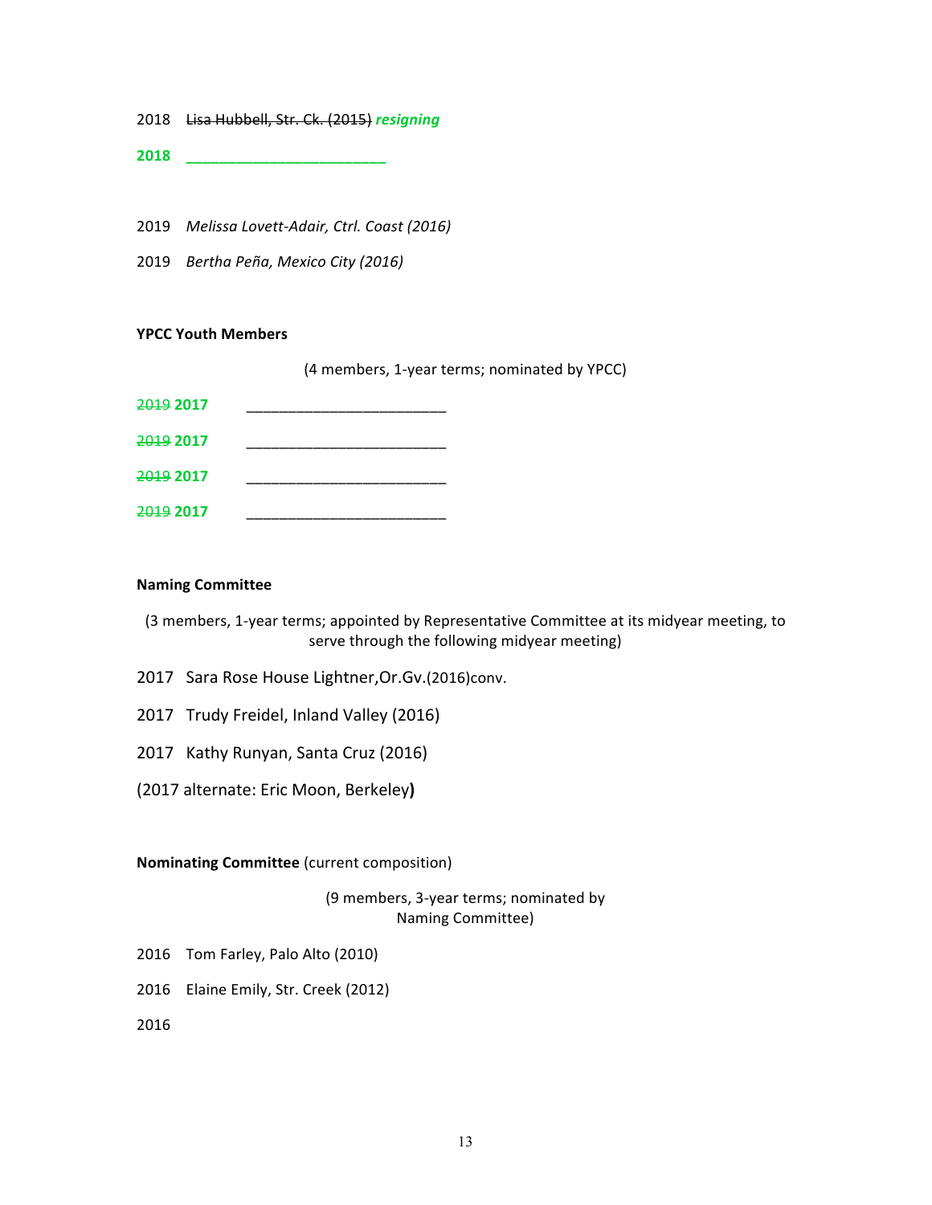2018 ~~Lisa Hubbell, Str. Ck. (2015)~~ ***resigning***

**2018 ________________________**

2019 *Melissa Lovett-Adair, Ctrl. Coast (2016)*

2019 *Bertha Peña, Mexico City (2016)*

**YPCC Youth Members**

(4 members, 1-year terms; nominated by YPCC)

~~2019~~ **2017** ________________________

~~2019~~ **2017** ________________________

~~2019~~ **2017** ________________________

~~2019~~ **2017** ________________________

**Naming Committee**

(3 members, 1-year terms; appointed by Representative Committee at its midyear meeting, to serve through the following midyear meeting)

2017 Sara Rose House Lightner,Or.Gv.(2016)conv.

2017 Trudy Freidel, Inland Valley (2016)

2017 Kathy Runyan, Santa Cruz (2016)

(2017 alternate: Eric Moon, Berkeley**)**

**Nominating Committee** (current composition)

(9 members, 3-year terms; nominated by Naming Committee)

2016 Tom Farley, Palo Alto (2010)

2016 Elaine Emily, Str. Creek (2012)

2016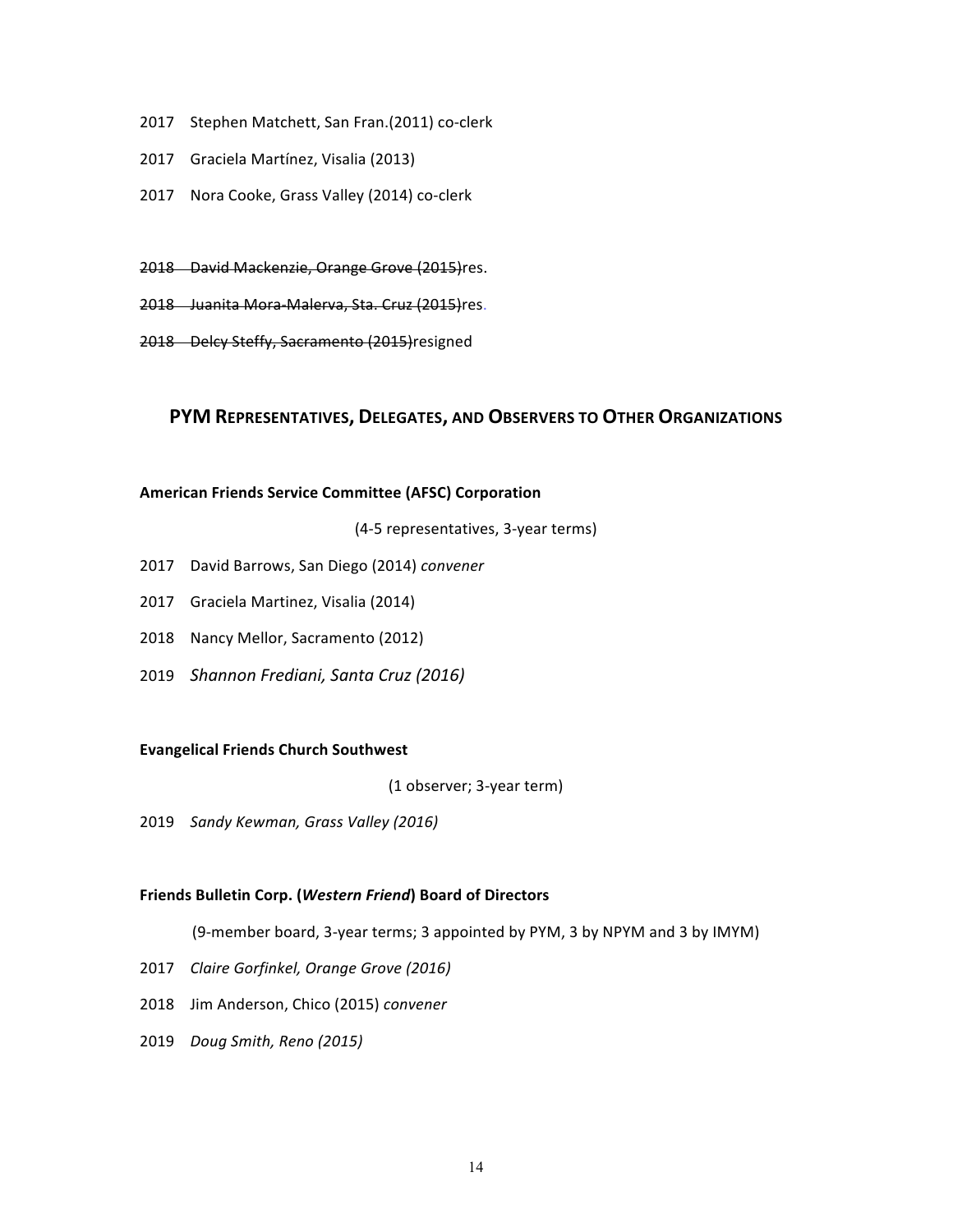2017 Stephen Matchett, San Fran.(2011) co-clerk

2017 Graciela Martínez, Visalia (2013)

2017 Nora Cooke, Grass Valley (2014) co-clerk

~~2018 David Mackenzie, Orange Grove (2015)~~res.

~~2018 Juanita Mora-Malerva, Sta. Cruz (2015)~~res.

~~2018 Delcy Steffy, Sacramento (2015)~~resigned

## PYM Representatives, Delegates, and Observers to Other Organizations

**American Friends Service Committee (AFSC) Corporation**

(4-5 representatives, 3-year terms)

2017 David Barrows, San Diego (2014) *convener*

2017 Graciela Martinez, Visalia (2014)

2018 Nancy Mellor, Sacramento (2012)

2019 *Shannon Frediani, Santa Cruz (2016)*

**Evangelical Friends Church Southwest**

(1 observer; 3-year term)

2019 *Sandy Kewman, Grass Valley (2016)*

**Friends Bulletin Corp. (*Western Friend*) Board of Directors**

(9-member board, 3-year terms; 3 appointed by PYM, 3 by NPYM and 3 by IMYM)

2017 *Claire Gorfinkel, Orange Grove (2016)*

2018 Jim Anderson, Chico (2015) *convener*

2019 *Doug Smith, Reno (2015)*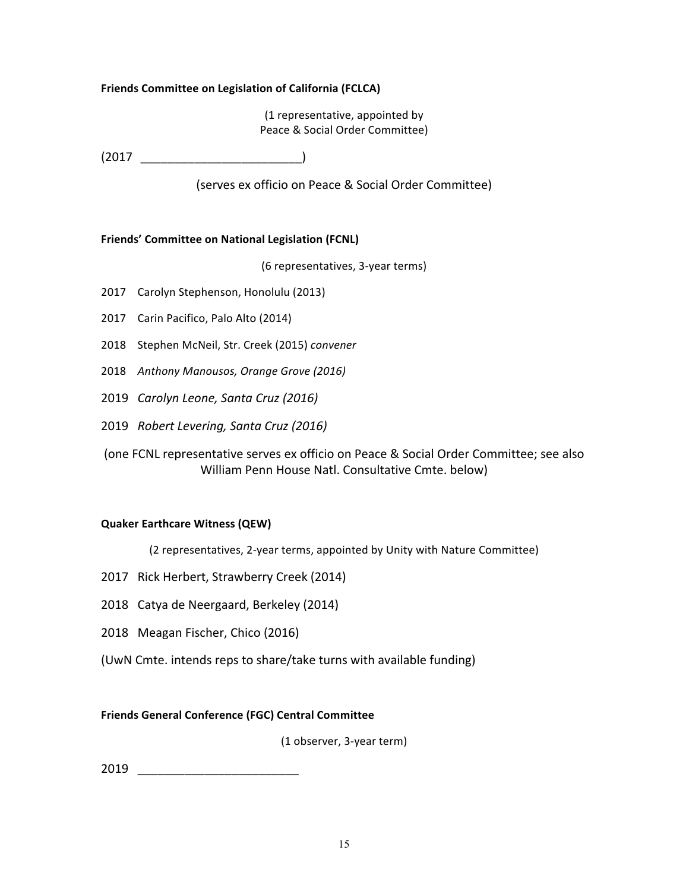**Friends Committee on Legislation of California (FCLCA)**

(1 representative, appointed by
Peace & Social Order Committee)

(2017 ________________________)

(serves ex officio on Peace & Social Order Committee)

**Friends' Committee on National Legislation (FCNL)**

(6 representatives, 3-year terms)

2017 Carolyn Stephenson, Honolulu (2013)

2017 Carin Pacifico, Palo Alto (2014)

2018 Stephen McNeil, Str. Creek (2015) *convener*

2018 *Anthony Manousos, Orange Grove (2016)*

2019 *Carolyn Leone, Santa Cruz (2016)*

2019 *Robert Levering, Santa Cruz (2016)*

(one FCNL representative serves ex officio on Peace & Social Order Committee; see also William Penn House Natl. Consultative Cmte. below)

**Quaker Earthcare Witness (QEW)**

(2 representatives, 2-year terms, appointed by Unity with Nature Committee)

2017 Rick Herbert, Strawberry Creek (2014)

2018 Catya de Neergaard, Berkeley (2014)

2018 Meagan Fischer, Chico (2016)

(UwN Cmte. intends reps to share/take turns with available funding)

**Friends General Conference (FGC) Central Committee**

(1 observer, 3-year term)

2019 ________________________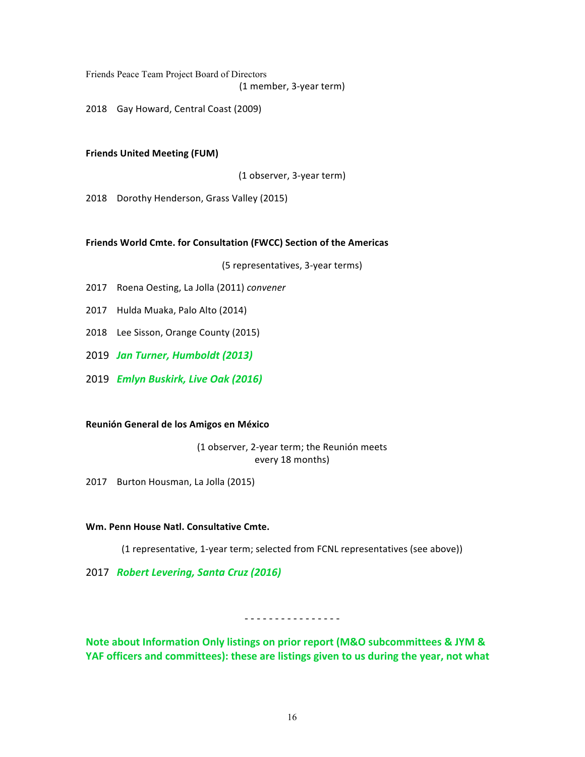Friends Peace Team Project Board of Directors

(1 member, 3-year term)

2018 Gay Howard, Central Coast (2009)

**Friends United Meeting (FUM)**

(1 observer, 3-year term)

2018 Dorothy Henderson, Grass Valley (2015)

**Friends World Cmte. for Consultation (FWCC) Section of the Americas**

(5 representatives, 3-year terms)

2017 Roena Oesting, La Jolla (2011) *convener*

2017 Hulda Muaka, Palo Alto (2014)

2018 Lee Sisson, Orange County (2015)

2019 ***Jan Turner, Humboldt (2013)***

2019 ***Emlyn Buskirk, Live Oak (2016)***

**Reunión General de los Amigos en México**

(1 observer, 2-year term; the Reunión meets every 18 months)

2017 Burton Housman, La Jolla (2015)

**Wm. Penn House Natl. Consultative Cmte.**

(1 representative, 1-year term; selected from FCNL representatives (see above))

2017 ***Robert Levering, Santa Cruz (2016)***

- - - - - - - - - - - - - - - -

**Note about Information Only listings on prior report (M&O subcommittees & JYM & YAF officers and committees): these are listings given to us during the year, not what**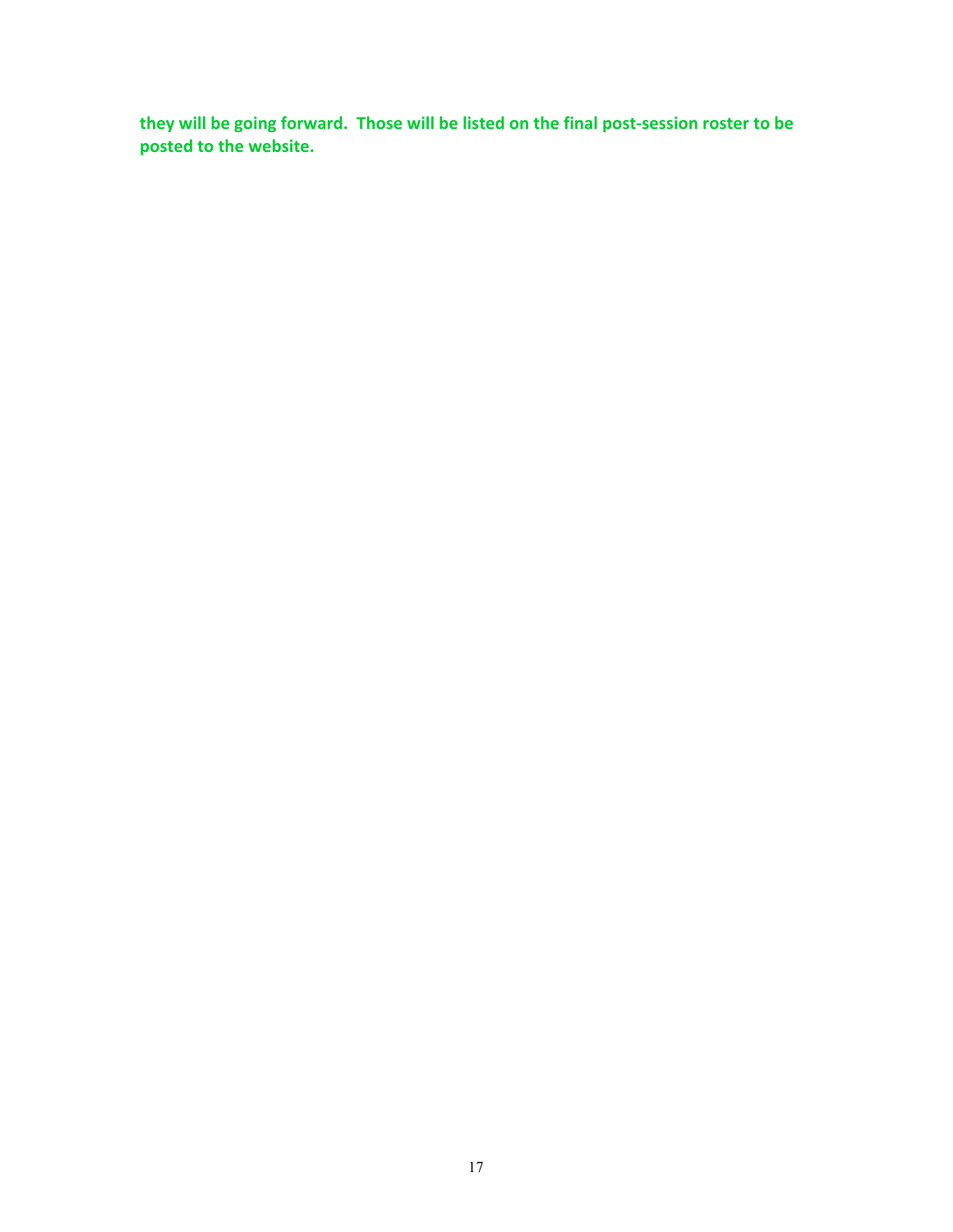**they will be going forward.  Those will be listed on the final post-session roster to be posted to the website.**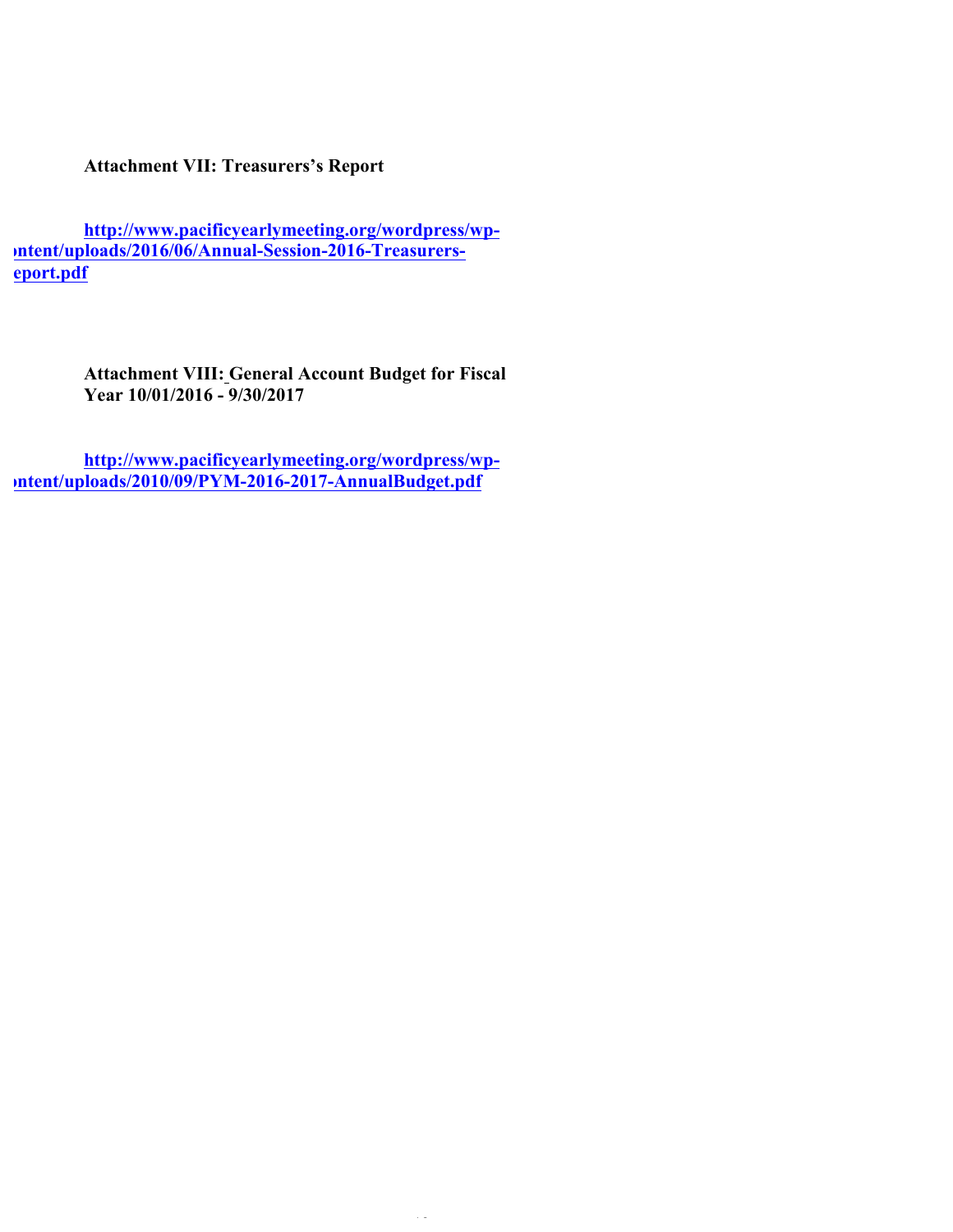**Attachment VII: Treasurers's Report**

http://www.pacificyearlymeeting.org/wordpress/wp-content/uploads/2016/06/Annual-Session-2016-Treasurers-Report.pdf

**Attachment VIII: General Account Budget for Fiscal Year 10/01/2016 - 9/30/2017**

http://www.pacificyearlymeeting.org/wordpress/wp-content/uploads/2010/09/PYM-2016-2017-AnnualBudget.pdf